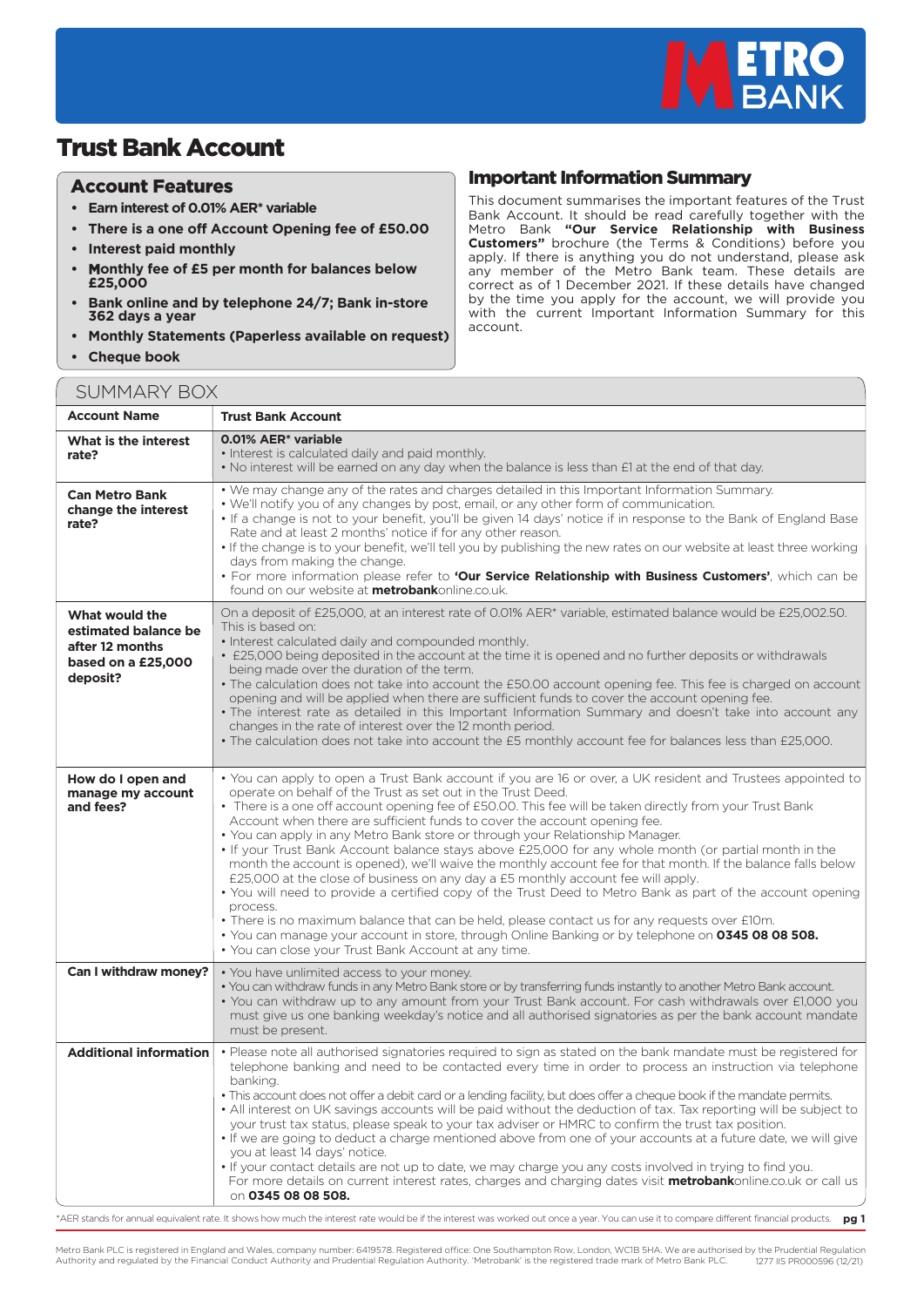# Trust Bank Account

## Account Features

- **Earn interest of 0.01% AER* variable**
- **There is a one off Account Opening fee of £50.00**
- **Interest paid monthly**
- **Monthly fee of £5 per month for balances below £25,000**
- **Bank online and by telephone 24/7; Bank in-store 362 days a year**
- **Monthly Statements (Paperless available on request)**
- **Cheque book**

## Important Information Summary

This document summarises the important features of the Trust Bank Account. It should be read carefully together with the Metro Bank **"Our Service Relationship with Business Customers"** brochure (the Terms & Conditions) before you apply. If there is anything you do not understand, please ask any member of the Metro Bank team. These details are correct as of 1 December 2021. If these details have changed by the time you apply for the account, we will provide you with the current Important Information Summary for this account.

## SUMMARY BOX

| **Account Name** | **Trust Bank Account** |
|---|---|
| **What is the interest rate?** | **0.01% AER* variable**<br>• Interest is calculated daily and paid monthly.<br>• No interest will be earned on any day when the balance is less than £1 at the end of that day. |
| **Can Metro Bank change the interest rate?** | • We may change any of the rates and charges detailed in this Important Information Summary.<br>• We'll notify you of any changes by post, email, or any other form of communication.<br>• If a change is not to your benefit, you'll be given 14 days' notice if in response to the Bank of England Base Rate and at least 2 months' notice if for any other reason.<br>• If the change is to your benefit, we'll tell you by publishing the new rates on our website at least three working days from making the change.<br>• For more information please refer to **'Our Service Relationship with Business Customers'**, which can be found on our website at **metrobank**online.co.uk. |
| **What would the estimated balance be after 12 months based on a £25,000 deposit?** | On a deposit of £25,000, at an interest rate of 0.01% AER* variable, estimated balance would be £25,002.50. This is based on:<br>• Interest calculated daily and compounded monthly.<br>• £25,000 being deposited in the account at the time it is opened and no further deposits or withdrawals being made over the duration of the term.<br>• The calculation does not take into account the £50.00 account opening fee. This fee is charged on account opening and will be applied when there are sufficient funds to cover the account opening fee.<br>• The interest rate as detailed in this Important Information Summary and doesn't take into account any changes in the rate of interest over the 12 month period.<br>• The calculation does not take into account the £5 monthly account fee for balances less than £25,000. |
| **How do I open and manage my account and fees?** | • You can apply to open a Trust Bank account if you are 16 or over, a UK resident and Trustees appointed to operate on behalf of the Trust as set out in the Trust Deed.<br>• There is a one off account opening fee of £50.00. This fee will be taken directly from your Trust Bank Account when there are sufficient funds to cover the account opening fee.<br>• You can apply in any Metro Bank store or through your Relationship Manager.<br>• If your Trust Bank Account balance stays above £25,000 for any whole month (or partial month in the month the account is opened), we'll waive the monthly account fee for that month. If the balance falls below £25,000 at the close of business on any day a £5 monthly account fee will apply.<br>• You will need to provide a certified copy of the Trust Deed to Metro Bank as part of the account opening process.<br>• There is no maximum balance that can be held, please contact us for any requests over £10m.<br>• You can manage your account in store, through Online Banking or by telephone on **0345 08 08 508.**<br>• You can close your Trust Bank Account at any time. |
| **Can I withdraw money?** | • You have unlimited access to your money.<br>• You can withdraw funds in any Metro Bank store or by transferring funds instantly to another Metro Bank account.<br>• You can withdraw up to any amount from your Trust Bank account. For cash withdrawals over £1,000 you must give us one banking weekday's notice and all authorised signatories as per the bank account mandate must be present. |
| **Additional information** | • Please note all authorised signatories required to sign as stated on the bank mandate must be registered for telephone banking and need to be contacted every time in order to process an instruction via telephone banking.<br>• This account does not offer a debit card or a lending facility, but does offer a cheque book if the mandate permits.<br>• All interest on UK savings accounts will be paid without the deduction of tax. Tax reporting will be subject to your trust tax status, please speak to your tax adviser or HMRC to confirm the trust tax position.<br>• If we are going to deduct a charge mentioned above from one of your accounts at a future date, we will give you at least 14 days' notice.<br>• If your contact details are not up to date, we may charge you any costs involved in trying to find you.<br>For more details on current interest rates, charges and charging dates visit **metrobank**online.co.uk or call us on **0345 08 08 508.** |

*AER stands for annual equivalent rate. It shows how much the interest rate would be if the interest was worked out once a year. You can use it to compare different financial products.

Metro Bank PLC is registered in England and Wales, company number: 6419578. Registered office: One Southampton Row, London, WC1B 5HA. We are authorised by the Prudential Regulation Authority and regulated by the Financial Conduct Authority and Prudential Regulation Authority. 'Metrobank' is the registered trade mark of Metro Bank PLC. 1277 IIS PR000596 (12/21)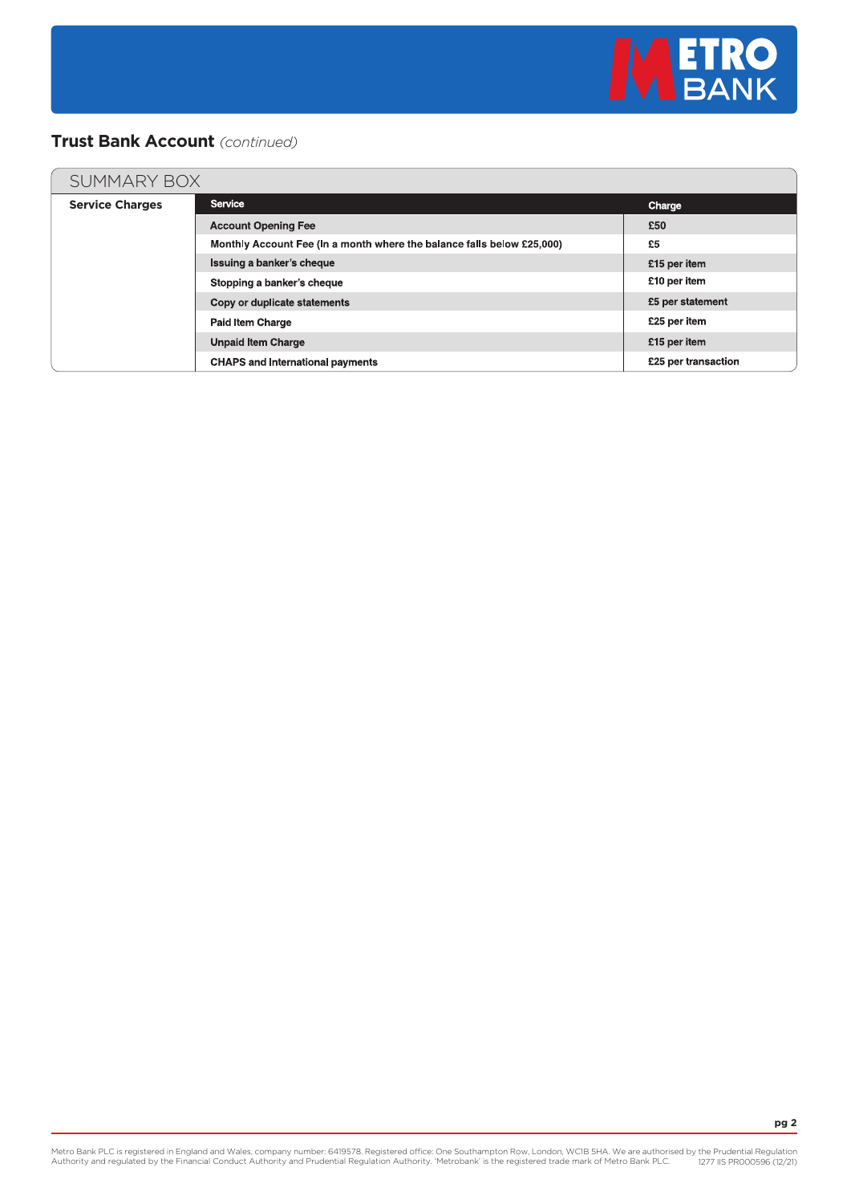## **Trust Bank Account** *(continued)*

### SUMMARY BOX

| | Service | Charge |
|---|---|---|
| **Service Charges** | **Account Opening Fee** | **£50** |
| | **Monthly Account Fee (In a month where the balance falls below £25,000)** | **£5** |
| | **Issuing a banker's cheque** | **£15 per item** |
| | **Stopping a banker's cheque** | **£10 per item** |
| | **Copy or duplicate statements** | **£5 per statement** |
| | **Paid Item Charge** | **£25 per item** |
| | **Unpaid Item Charge** | **£15 per item** |
| | **CHAPS and International payments** | **£25 per transaction** |

Metro Bank PLC is registered in England and Wales, company number: 6419578. Registered office: One Southampton Row, London, WC1B 5HA. We are authorised by the Prudential Regulation Authority and regulated by the Financial Conduct Authority and Prudential Regulation Authority. 'Metrobank' is the registered trade mark of Metro Bank PLC. 1277 IIS PRO00596 (12/21)